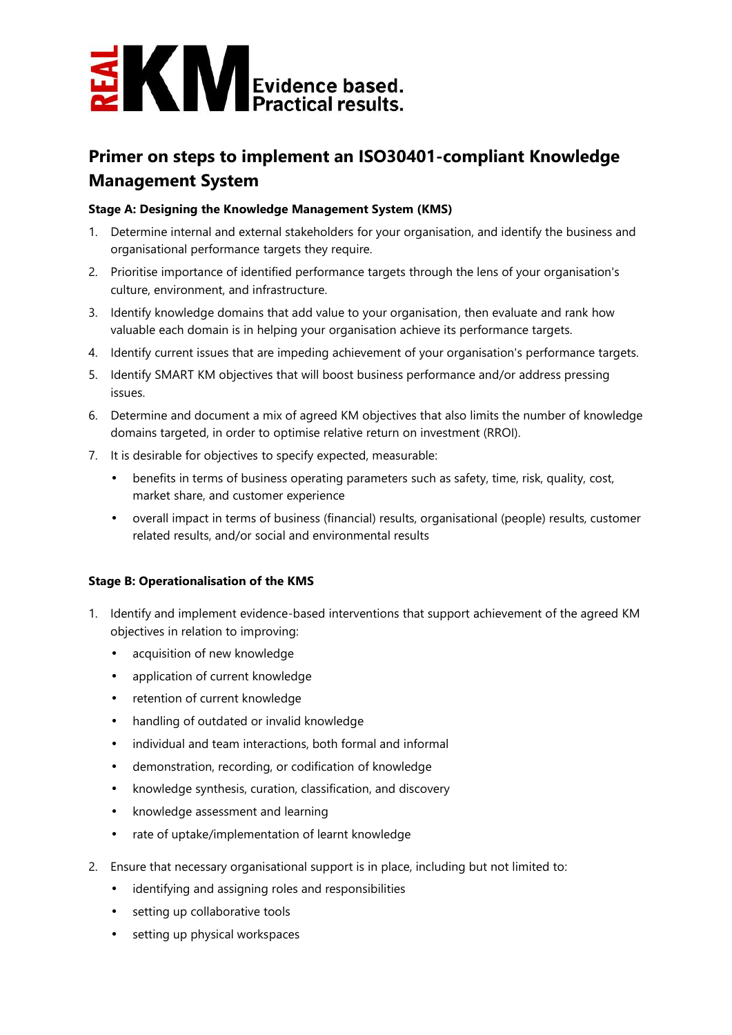REAL KM Evidence based. Practical results.

# Primer on steps to implement an ISO30401-compliant Knowledge Management System

### Stage A: Designing the Knowledge Management System (KMS)

1. Determine internal and external stakeholders for your organisation, and identify the business and organisational performance targets they require.
2. Prioritise importance of identified performance targets through the lens of your organisation's culture, environment, and infrastructure.
3. Identify knowledge domains that add value to your organisation, then evaluate and rank how valuable each domain is in helping your organisation achieve its performance targets.
4. Identify current issues that are impeding achievement of your organisation's performance targets.
5. Identify SMART KM objectives that will boost business performance and/or address pressing issues.
6. Determine and document a mix of agreed KM objectives that also limits the number of knowledge domains targeted, in order to optimise relative return on investment (RROI).
7. It is desirable for objectives to specify expected, measurable:
   - benefits in terms of business operating parameters such as safety, time, risk, quality, cost, market share, and customer experience
   - overall impact in terms of business (financial) results, organisational (people) results, customer related results, and/or social and environmental results

### Stage B: Operationalisation of the KMS

1. Identify and implement evidence-based interventions that support achievement of the agreed KM objectives in relation to improving:
   - acquisition of new knowledge
   - application of current knowledge
   - retention of current knowledge
   - handling of outdated or invalid knowledge
   - individual and team interactions, both formal and informal
   - demonstration, recording, or codification of knowledge
   - knowledge synthesis, curation, classification, and discovery
   - knowledge assessment and learning
   - rate of uptake/implementation of learnt knowledge
2. Ensure that necessary organisational support is in place, including but not limited to:
   - identifying and assigning roles and responsibilities
   - setting up collaborative tools
   - setting up physical workspaces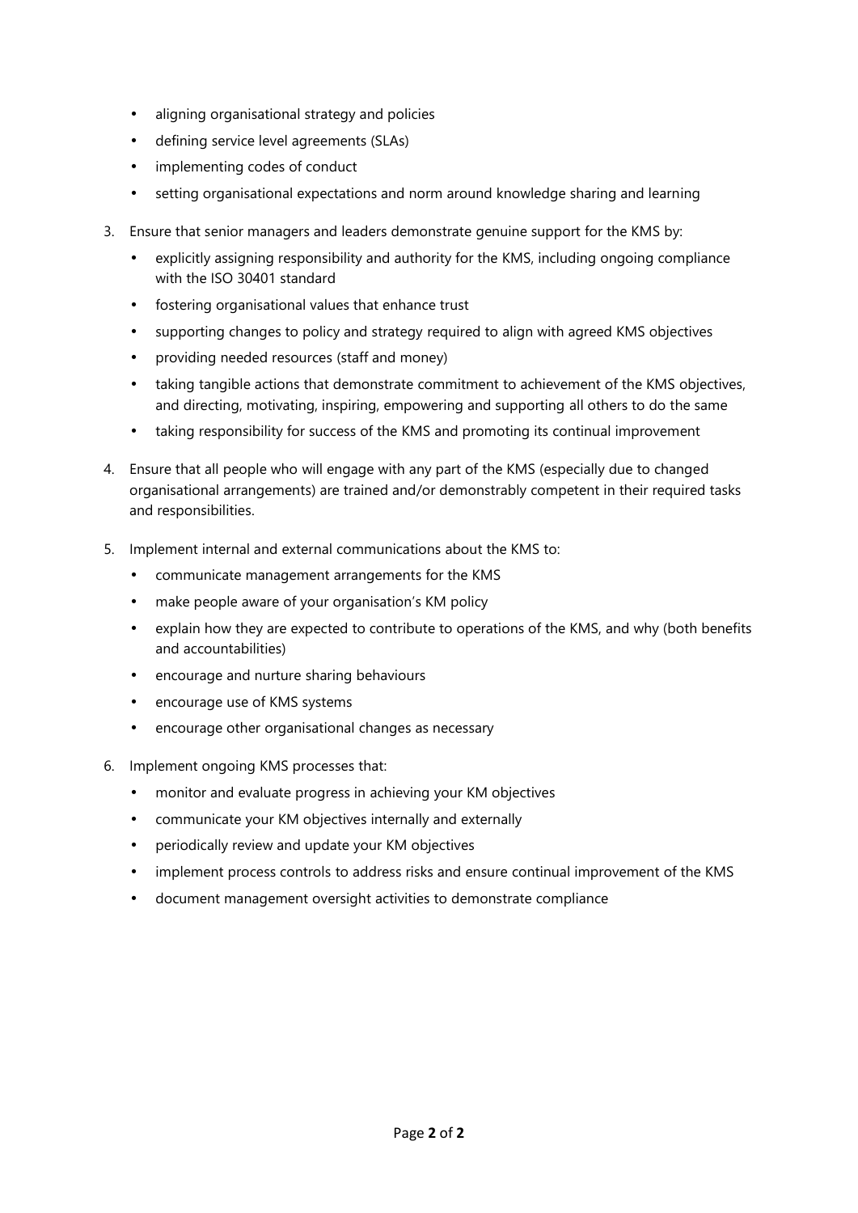- aligning organisational strategy and policies
- defining service level agreements (SLAs)
- implementing codes of conduct
- setting organisational expectations and norm around knowledge sharing and learning

3. Ensure that senior managers and leaders demonstrate genuine support for the KMS by:
    - explicitly assigning responsibility and authority for the KMS, including ongoing compliance with the ISO 30401 standard
    - fostering organisational values that enhance trust
    - supporting changes to policy and strategy required to align with agreed KMS objectives
    - providing needed resources (staff and money)
    - taking tangible actions that demonstrate commitment to achievement of the KMS objectives, and directing, motivating, inspiring, empowering and supporting all others to do the same
    - taking responsibility for success of the KMS and promoting its continual improvement
4. Ensure that all people who will engage with any part of the KMS (especially due to changed organisational arrangements) are trained and/or demonstrably competent in their required tasks and responsibilities.
5. Implement internal and external communications about the KMS to:
    - communicate management arrangements for the KMS
    - make people aware of your organisation's KM policy
    - explain how they are expected to contribute to operations of the KMS, and why (both benefits and accountabilities)
    - encourage and nurture sharing behaviours
    - encourage use of KMS systems
    - encourage other organisational changes as necessary
6. Implement ongoing KMS processes that:
    - monitor and evaluate progress in achieving your KM objectives
    - communicate your KM objectives internally and externally
    - periodically review and update your KM objectives
    - implement process controls to address risks and ensure continual improvement of the KMS
    - document management oversight activities to demonstrate compliance